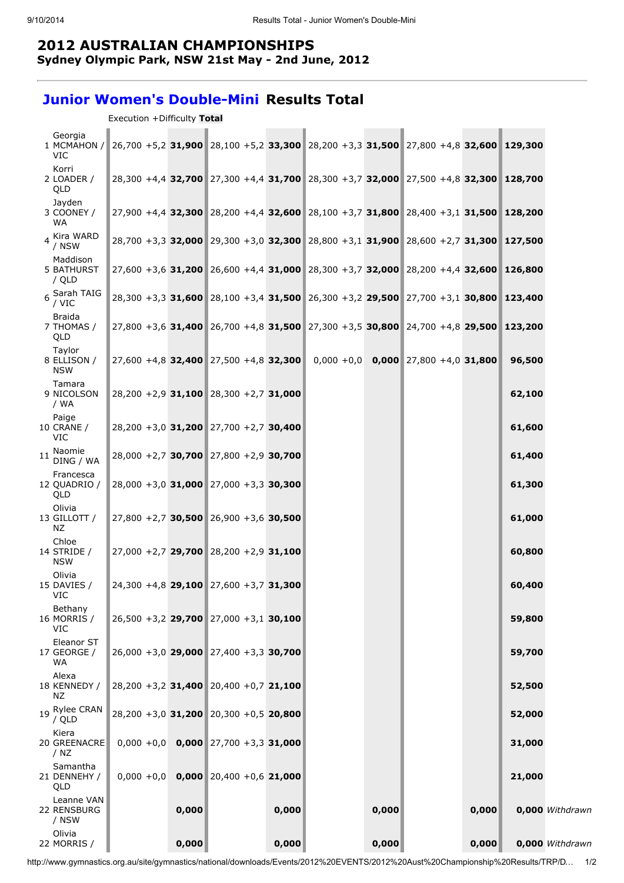## 2012 AUSTRALIAN CHAMPIONSHIPS
### Sydney Olympic Park, NSW 21st May - 2nd June, 2012

## Junior Women's Double-Mini Results Total

Execution +Difficulty **Total**

| Rank | Name | Execution | Difficulty | Total | Execution | Difficulty | Total | Execution | Difficulty | Total | Execution | Difficulty | Total | Total | |
|---|---|---|---|---|---|---|---|---|---|---|---|---|---|---|---|
| 1 | Georgia MCMAHON / VIC | 26,700 | +5,2 | **31,900** | 28,100 | +5,2 | **33,300** | 28,200 | +3,3 | **31,500** | 27,800 | +4,8 | **32,600** | **129,300** | |
| 2 | Korri LOADER / QLD | 28,300 | +4,4 | **32,700** | 27,300 | +4,4 | **31,700** | 28,300 | +3,7 | **32,000** | 27,500 | +4,8 | **32,300** | **128,700** | |
| 3 | Jayden COONEY / WA | 27,900 | +4,4 | **32,300** | 28,200 | +4,4 | **32,600** | 28,100 | +3,7 | **31,800** | 28,400 | +3,1 | **31,500** | **128,200** | |
| 4 | Kira WARD / NSW | 28,700 | +3,3 | **32,000** | 29,300 | +3,0 | **32,300** | 28,800 | +3,1 | **31,900** | 28,600 | +2,7 | **31,300** | **127,500** | |
| 5 | Maddison BATHURST / QLD | 27,600 | +3,6 | **31,200** | 26,600 | +4,4 | **31,000** | 28,300 | +3,7 | **32,000** | 28,200 | +4,4 | **32,600** | **126,800** | |
| 6 | Sarah TAIG / VIC | 28,300 | +3,3 | **31,600** | 28,100 | +3,4 | **31,500** | 26,300 | +3,2 | **29,500** | 27,700 | +3,1 | **30,800** | **123,400** | |
| 7 | Braida THOMAS / QLD | 27,800 | +3,6 | **31,400** | 26,700 | +4,8 | **31,500** | 27,300 | +3,5 | **30,800** | 24,700 | +4,8 | **29,500** | **123,200** | |
| 8 | Taylor ELLISON / NSW | 27,600 | +4,8 | **32,400** | 27,500 | +4,8 | **32,300** | 0,000 | +0,0 | **0,000** | 27,800 | +4,0 | **31,800** | **96,500** | |
| 9 | Tamara NICOLSON / WA | 28,200 | +2,9 | **31,100** | 28,300 | +2,7 | **31,000** | | | | | | | **62,100** | |
| 10 | Paige CRANE / VIC | 28,200 | +3,0 | **31,200** | 27,700 | +2,7 | **30,400** | | | | | | | **61,600** | |
| 11 | Naomie DING / WA | 28,000 | +2,7 | **30,700** | 27,800 | +2,9 | **30,700** | | | | | | | **61,400** | |
| 12 | Francesca QUADRIO / QLD | 28,000 | +3,0 | **31,000** | 27,000 | +3,3 | **30,300** | | | | | | | **61,300** | |
| 13 | Olivia GILLOTT / NZ | 27,800 | +2,7 | **30,500** | 26,900 | +3,6 | **30,500** | | | | | | | **61,000** | |
| 14 | Chloe STRIDE / NSW | 27,000 | +2,7 | **29,700** | 28,200 | +2,9 | **31,100** | | | | | | | **60,800** | |
| 15 | Olivia DAVIES / VIC | 24,300 | +4,8 | **29,100** | 27,600 | +3,7 | **31,300** | | | | | | | **60,400** | |
| 16 | Bethany MORRIS / VIC | 26,500 | +3,2 | **29,700** | 27,000 | +3,1 | **30,100** | | | | | | | **59,800** | |
| 17 | Eleanor ST GEORGE / WA | 26,000 | +3,0 | **29,000** | 27,400 | +3,3 | **30,700** | | | | | | | **59,700** | |
| 18 | Alexa KENNEDY / NZ | 28,200 | +3,2 | **31,400** | 20,400 | +0,7 | **21,100** | | | | | | | **52,500** | |
| 19 | Rylee CRAN / QLD | 28,200 | +3,0 | **31,200** | 20,300 | +0,5 | **20,800** | | | | | | | **52,000** | |
| 20 | Kiera GREENACRE / NZ | 0,000 | +0,0 | **0,000** | 27,700 | +3,3 | **31,000** | | | | | | | **31,000** | |
| 21 | Samantha DENNEHY / QLD | 0,000 | +0,0 | **0,000** | 20,400 | +0,6 | **21,000** | | | | | | | **21,000** | |
| 22 | Leanne VAN RENSBURG / NSW | | | **0,000** | | | **0,000** | | | **0,000** | | | **0,000** | **0,000** | *Withdrawn* |
| 22 | Olivia MORRIS / | | | **0,000** | | | **0,000** | | | **0,000** | | | **0,000** | **0,000** | *Withdrawn* |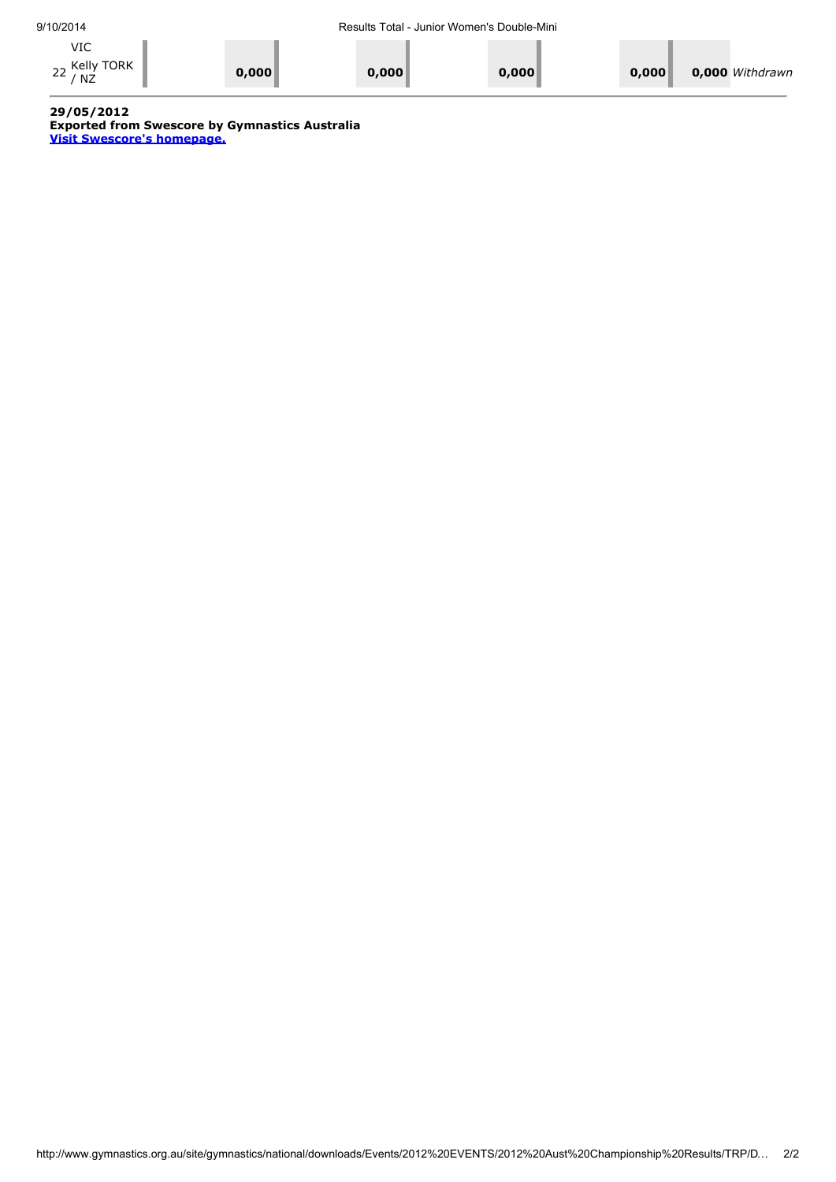| | | | | | | | |
|---|---|---|---|---|---|---|---|
| 22 | VIC Kelly TORK / NZ | 0,000 | 0,000 | 0,000 | 0,000 | **0,000** | *Withdrawn* |

**29/05/2012**
**Exported from Swescore by Gymnastics Australia**
[**Visit Swescore's homepage.**]()